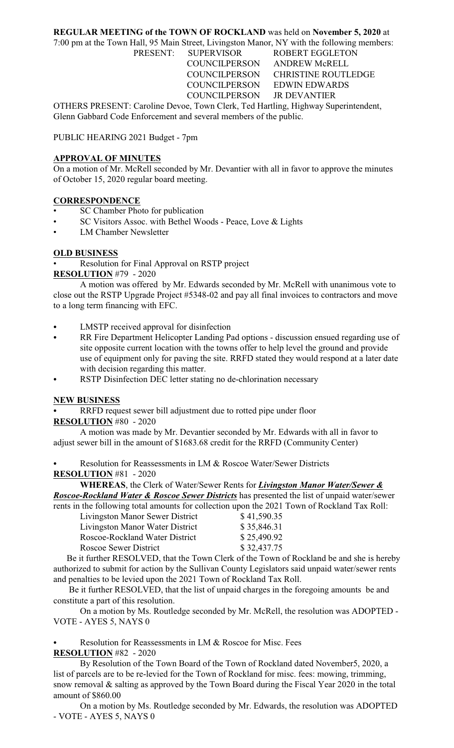**REGULAR MEETING of the TOWN OF ROCKLAND** was held on **November 5, 2020** at 7:00 pm at the Town Hall, 95 Main Street, Livingston Manor, NY with the following members:

| PRESENT: | SUPERVISOR | ROBERT EGGLETON |
|---|---|---|
| | COUNCILPERSON | ANDREW McRELL |
| | COUNCILPERSON | CHRISTINE ROUTLEDGE |
| | COUNCILPERSON | EDWIN EDWARDS |
| | COUNCILPERSON | JR DEVANTIER |

OTHERS PRESENT: Caroline Devoe, Town Clerk, Ted Hartling, Highway Superintendent, Glenn Gabbard Code Enforcement and several members of the public.

PUBLIC HEARING 2021 Budget - 7pm

**APPROVAL OF MINUTES**

On a motion of Mr. McRell seconded by Mr. Devantier with all in favor to approve the minutes of October 15, 2020 regular board meeting.

**CORRESPONDENCE**

- SC Chamber Photo for publication
- SC Visitors Assoc. with Bethel Woods - Peace, Love & Lights
- LM Chamber Newsletter

**OLD BUSINESS**

- Resolution for Final Approval on RSTP project

**RESOLUTION** #79 - 2020

A motion was offered by Mr. Edwards seconded by Mr. McRell with unanimous vote to close out the RSTP Upgrade Project #5348-02 and pay all final invoices to contractors and move to a long term financing with EFC.

- LMSTP received approval for disinfection
- RR Fire Department Helicopter Landing Pad options - discussion ensued regarding use of site opposite current location with the towns offer to help level the ground and provide use of equipment only for paving the site. RRFD stated they would respond at a later date with decision regarding this matter.
- RSTP Disinfection DEC letter stating no de-chlorination necessary

**NEW BUSINESS**

- RRFD request sewer bill adjustment due to rotted pipe under floor

**RESOLUTION** #80 - 2020

A motion was made by Mr. Devantier seconded by Mr. Edwards with all in favor to adjust sewer bill in the amount of $1683.68 credit for the RRFD (Community Center)

- Resolution for Reassessments in LM & Roscoe Water/Sewer Districts

**RESOLUTION** #81 - 2020

**WHEREAS**, the Clerk of Water/Sewer Rents for ***Livingston Manor Water/Sewer & Roscoe-Rockland Water & Roscoe Sewer Districts*** has presented the list of unpaid water/sewer rents in the following total amounts for collection upon the 2021 Town of Rockland Tax Roll:

| | |
|---|---|
| Livingston Manor Sewer District | $ 41,590.35 |
| Livingston Manor Water District | $ 35,846.31 |
| Roscoe-Rockland Water District | $ 25,490.92 |
| Roscoe Sewer District | $ 32,437.75 |

Be it further RESOLVED, that the Town Clerk of the Town of Rockland be and she is hereby authorized to submit for action by the Sullivan County Legislators said unpaid water/sewer rents and penalties to be levied upon the 2021 Town of Rockland Tax Roll.

Be it further RESOLVED, that the list of unpaid charges in the foregoing amounts be and constitute a part of this resolution.

On a motion by Ms. Routledge seconded by Mr. McRell, the resolution was ADOPTED - VOTE - AYES 5, NAYS 0

- Resolution for Reassessments in LM & Roscoe for Misc. Fees

**RESOLUTION** #82 - 2020

By Resolution of the Town Board of the Town of Rockland dated November5, 2020, a list of parcels are to be re-levied for the Town of Rockland for misc. fees: mowing, trimming, snow removal & salting as approved by the Town Board during the Fiscal Year 2020 in the total amount of $860.00

On a motion by Ms. Routledge seconded by Mr. Edwards, the resolution was ADOPTED - VOTE - AYES 5, NAYS 0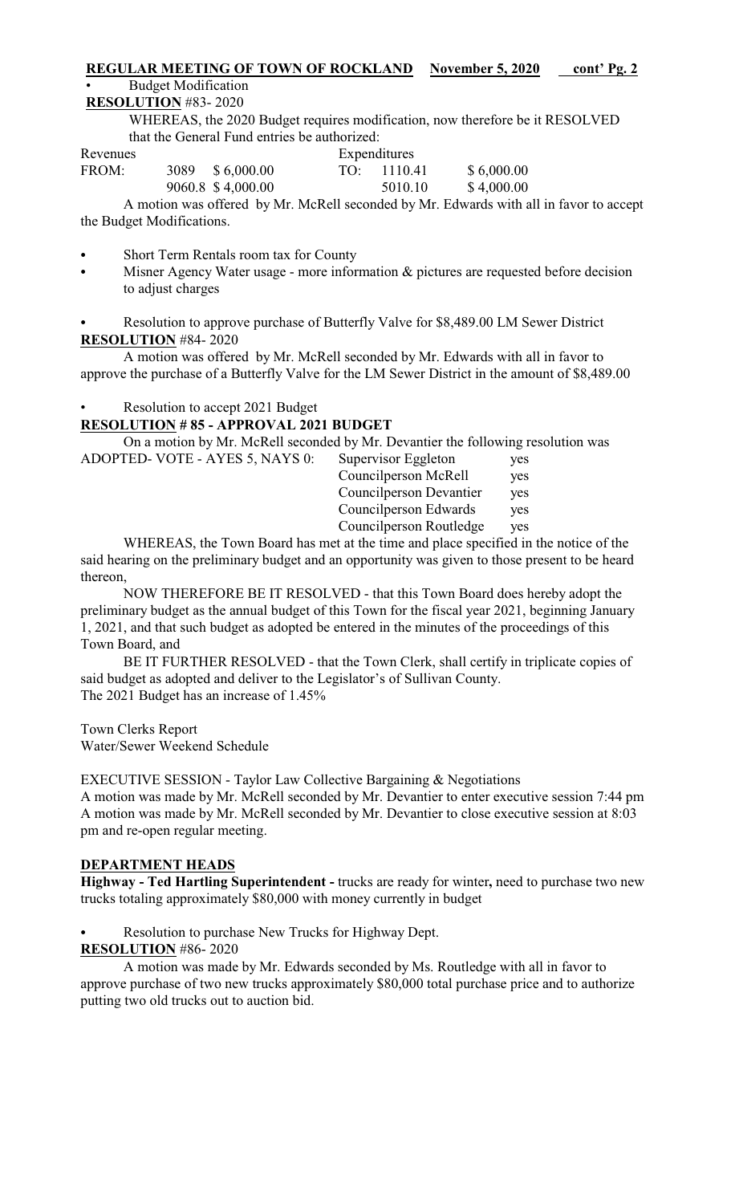**REGULAR MEETING OF TOWN OF ROCKLAND** **November 5, 2020** **cont' Pg. 2**

- Budget Modification

**RESOLUTION** #83- 2020

WHEREAS, the 2020 Budget requires modification, now therefore be it RESOLVED that the General Fund entries be authorized:

| Revenues | | | Expenditures | | |
|---|---|---|---|---|---|
| FROM: | 3089 | $ 6,000.00 | TO: | 1110.41 | $ 6,000.00 |
| | 9060.8 | $ 4,000.00 | | 5010.10 | $ 4,000.00 |

A motion was offered by Mr. McRell seconded by Mr. Edwards with all in favor to accept the Budget Modifications.

- Short Term Rentals room tax for County
- Misner Agency Water usage - more information & pictures are requested before decision to adjust charges

- Resolution to approve purchase of Butterfly Valve for $8,489.00 LM Sewer District

**RESOLUTION** #84- 2020

A motion was offered by Mr. McRell seconded by Mr. Edwards with all in favor to approve the purchase of a Butterfly Valve for the LM Sewer District in the amount of $8,489.00

- Resolution to accept 2021 Budget

**RESOLUTION # 85 - APPROVAL 2021 BUDGET**

On a motion by Mr. McRell seconded by Mr. Devantier the following resolution was ADOPTED- VOTE - AYES 5, NAYS 0:

| | |
|---|---|
| Supervisor Eggleton | yes |
| Councilperson McRell | yes |
| Councilperson Devantier | yes |
| Councilperson Edwards | yes |
| Councilperson Routledge | yes |

WHEREAS, the Town Board has met at the time and place specified in the notice of the said hearing on the preliminary budget and an opportunity was given to those present to be heard thereon,

NOW THEREFORE BE IT RESOLVED - that this Town Board does hereby adopt the preliminary budget as the annual budget of this Town for the fiscal year 2021, beginning January 1, 2021, and that such budget as adopted be entered in the minutes of the proceedings of this Town Board, and

BE IT FURTHER RESOLVED - that the Town Clerk, shall certify in triplicate copies of said budget as adopted and deliver to the Legislator's of Sullivan County.

The 2021 Budget has an increase of 1.45%

Town Clerks Report
Water/Sewer Weekend Schedule

EXECUTIVE SESSION - Taylor Law Collective Bargaining & Negotiations

A motion was made by Mr. McRell seconded by Mr. Devantier to enter executive session 7:44 pm

A motion was made by Mr. McRell seconded by Mr. Devantier to close executive session at 8:03 pm and re-open regular meeting.

**DEPARTMENT HEADS**

**Highway - Ted Hartling Superintendent -** trucks are ready for winter**,** need to purchase two new trucks totaling approximately $80,000 with money currently in budget

- Resolution to purchase New Trucks for Highway Dept.

**RESOLUTION** #86- 2020

A motion was made by Mr. Edwards seconded by Ms. Routledge with all in favor to approve purchase of two new trucks approximately $80,000 total purchase price and to authorize putting two old trucks out to auction bid.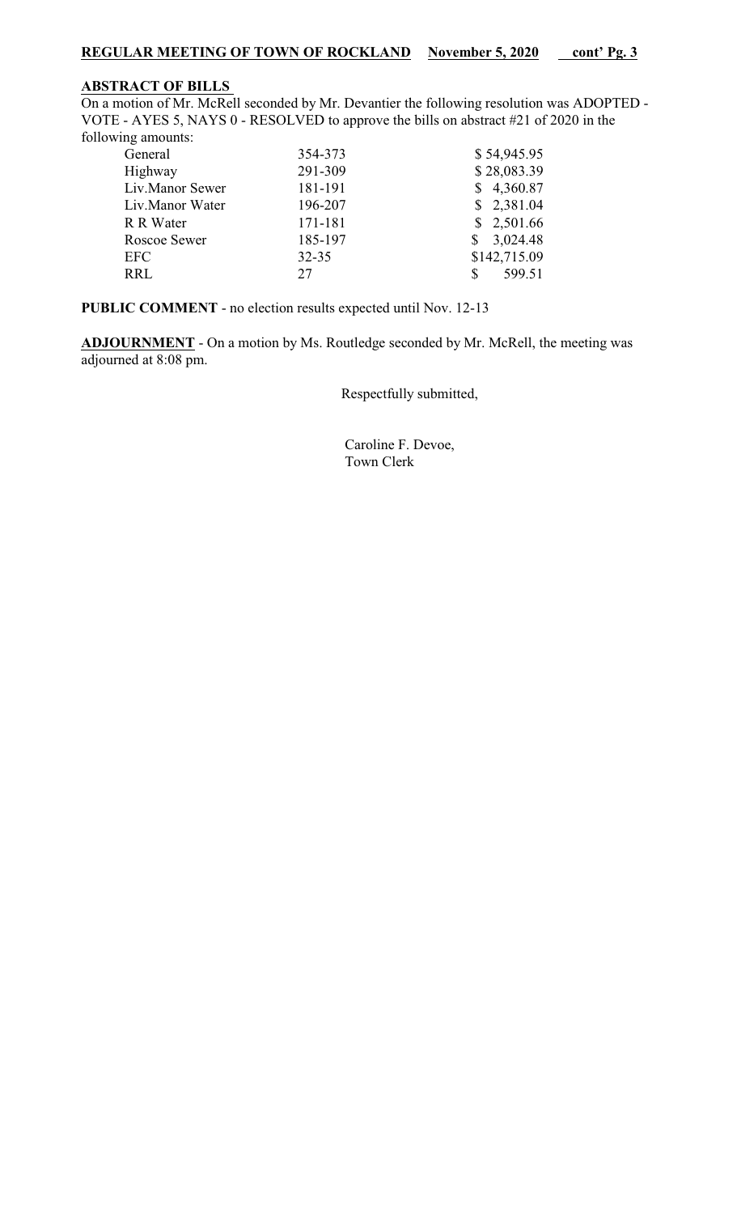**ABSTRACT OF BILLS**

On a motion of Mr. McRell seconded by Mr. Devantier the following resolution was ADOPTED - VOTE - AYES 5, NAYS 0 - RESOLVED to approve the bills on abstract #21 of 2020 in the following amounts:

| | | |
|---|---|---|
| General | 354-373 | $ 54,945.95 |
| Highway | 291-309 | $ 28,083.39 |
| Liv.Manor Sewer | 181-191 | $ 4,360.87 |
| Liv.Manor Water | 196-207 | $ 2,381.04 |
| R R Water | 171-181 | $ 2,501.66 |
| Roscoe Sewer | 185-197 | $ 3,024.48 |
| EFC | 32-35 | $142,715.09 |
| RRL | 27 | $ 599.51 |

**PUBLIC COMMENT** - no election results expected until Nov. 12-13

**ADJOURNMENT** - On a motion by Ms. Routledge seconded by Mr. McRell, the meeting was adjourned at 8:08 pm.

Respectfully submitted,

Caroline F. Devoe,
Town Clerk